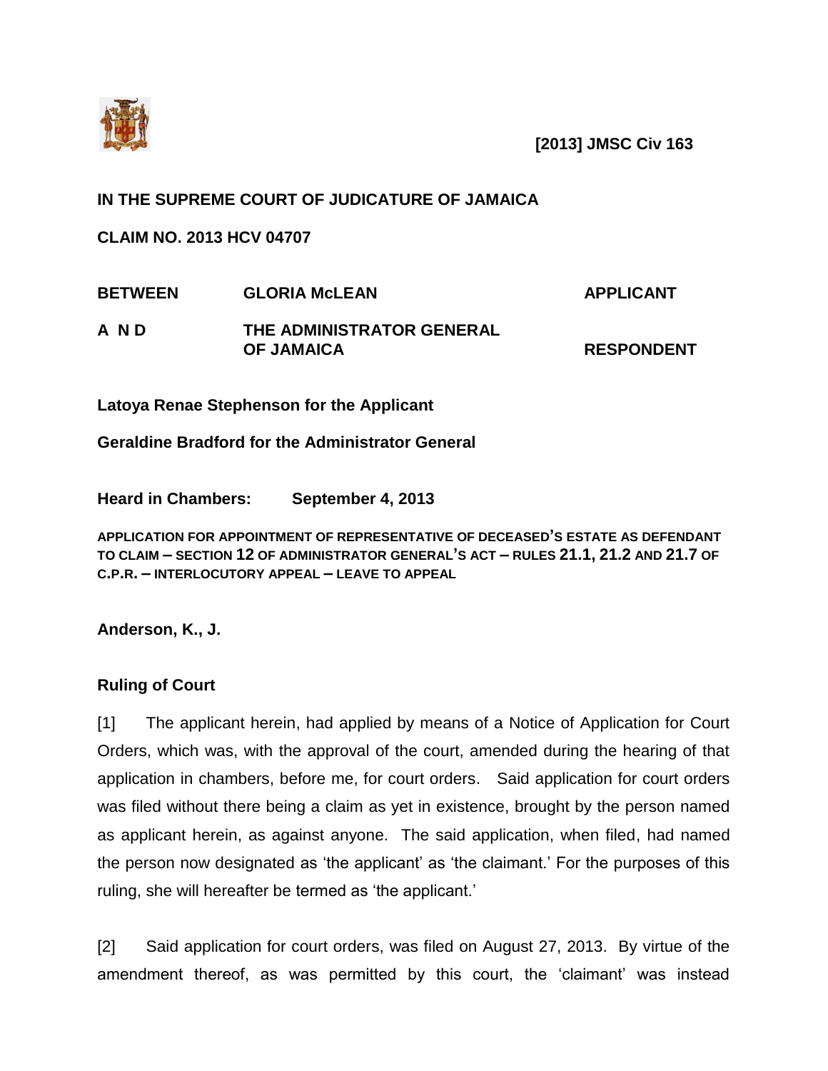**[2013] JMSC Civ 163**

**IN THE SUPREME COURT OF JUDICATURE OF JAMAICA**

**CLAIM NO. 2013 HCV 04707**

| | | |
|---|---|---|
| **BETWEEN** | **GLORIA McLEAN** | **APPLICANT** |
| **A N D** | **THE ADMINISTRATOR GENERAL OF JAMAICA** | **RESPONDENT** |

**Latoya Renae Stephenson for the Applicant**

**Geraldine Bradford for the Administrator General**

**Heard in Chambers: September 4, 2013**

**APPLICATION FOR APPOINTMENT OF REPRESENTATIVE OF DECEASED'S ESTATE AS DEFENDANT TO CLAIM – SECTION 12 OF ADMINISTRATOR GENERAL'S ACT – RULES 21.1, 21.2 AND 21.7 OF C.P.R. – INTERLOCUTORY APPEAL – LEAVE TO APPEAL**

**Anderson, K., J.**

**Ruling of Court**

[1] The applicant herein, had applied by means of a Notice of Application for Court Orders, which was, with the approval of the court, amended during the hearing of that application in chambers, before me, for court orders. Said application for court orders was filed without there being a claim as yet in existence, brought by the person named as applicant herein, as against anyone. The said application, when filed, had named the person now designated as 'the applicant' as 'the claimant.' For the purposes of this ruling, she will hereafter be termed as 'the applicant.'

[2] Said application for court orders, was filed on August 27, 2013. By virtue of the amendment thereof, as was permitted by this court, the 'claimant' was instead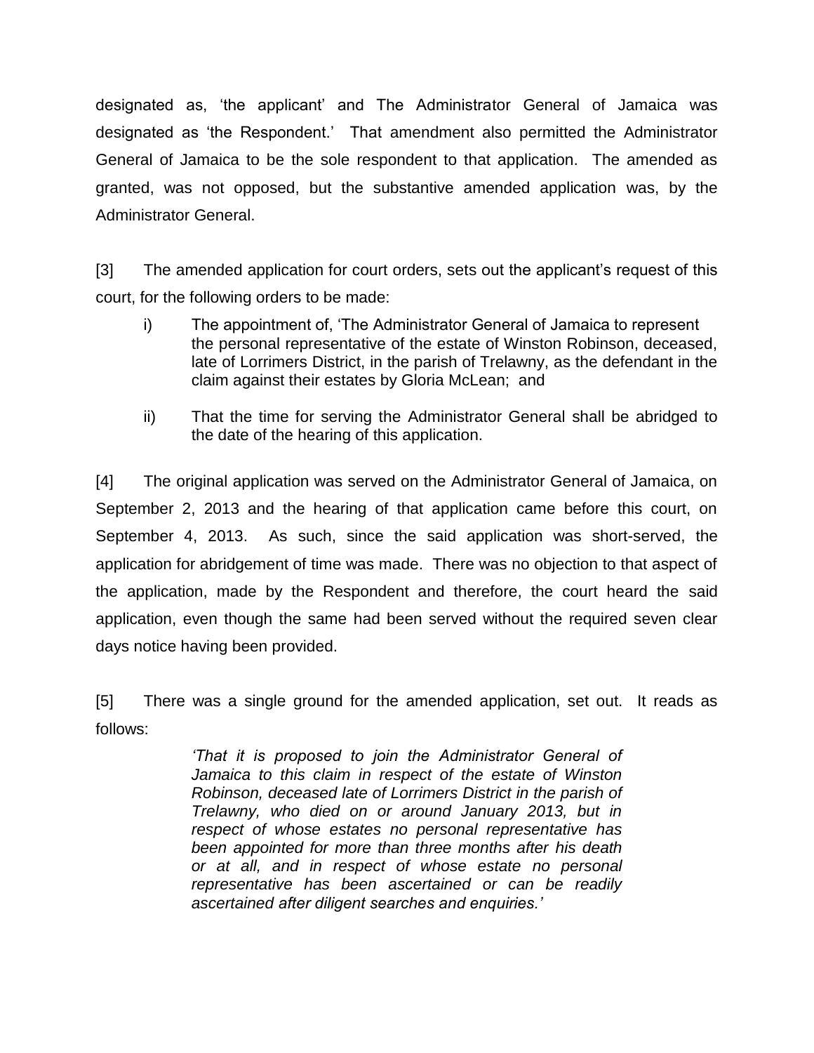designated as, 'the applicant' and The Administrator General of Jamaica was designated as 'the Respondent.' That amendment also permitted the Administrator General of Jamaica to be the sole respondent to that application. The amended as granted, was not opposed, but the substantive amended application was, by the Administrator General.

[3] The amended application for court orders, sets out the applicant's request of this court, for the following orders to be made:

> i) The appointment of, 'The Administrator General of Jamaica to represent the personal representative of the estate of Winston Robinson, deceased, late of Lorrimers District, in the parish of Trelawny, as the defendant in the claim against their estates by Gloria McLean; and
>
> ii) That the time for serving the Administrator General shall be abridged to the date of the hearing of this application.

[4] The original application was served on the Administrator General of Jamaica, on September 2, 2013 and the hearing of that application came before this court, on September 4, 2013. As such, since the said application was short-served, the application for abridgement of time was made. There was no objection to that aspect of the application, made by the Respondent and therefore, the court heard the said application, even though the same had been served without the required seven clear days notice having been provided.

[5] There was a single ground for the amended application, set out. It reads as follows:

> *'That it is proposed to join the Administrator General of Jamaica to this claim in respect of the estate of Winston Robinson, deceased late of Lorrimers District in the parish of Trelawny, who died on or around January 2013, but in respect of whose estates no personal representative has been appointed for more than three months after his death or at all, and in respect of whose estate no personal representative has been ascertained or can be readily ascertained after diligent searches and enquiries.'*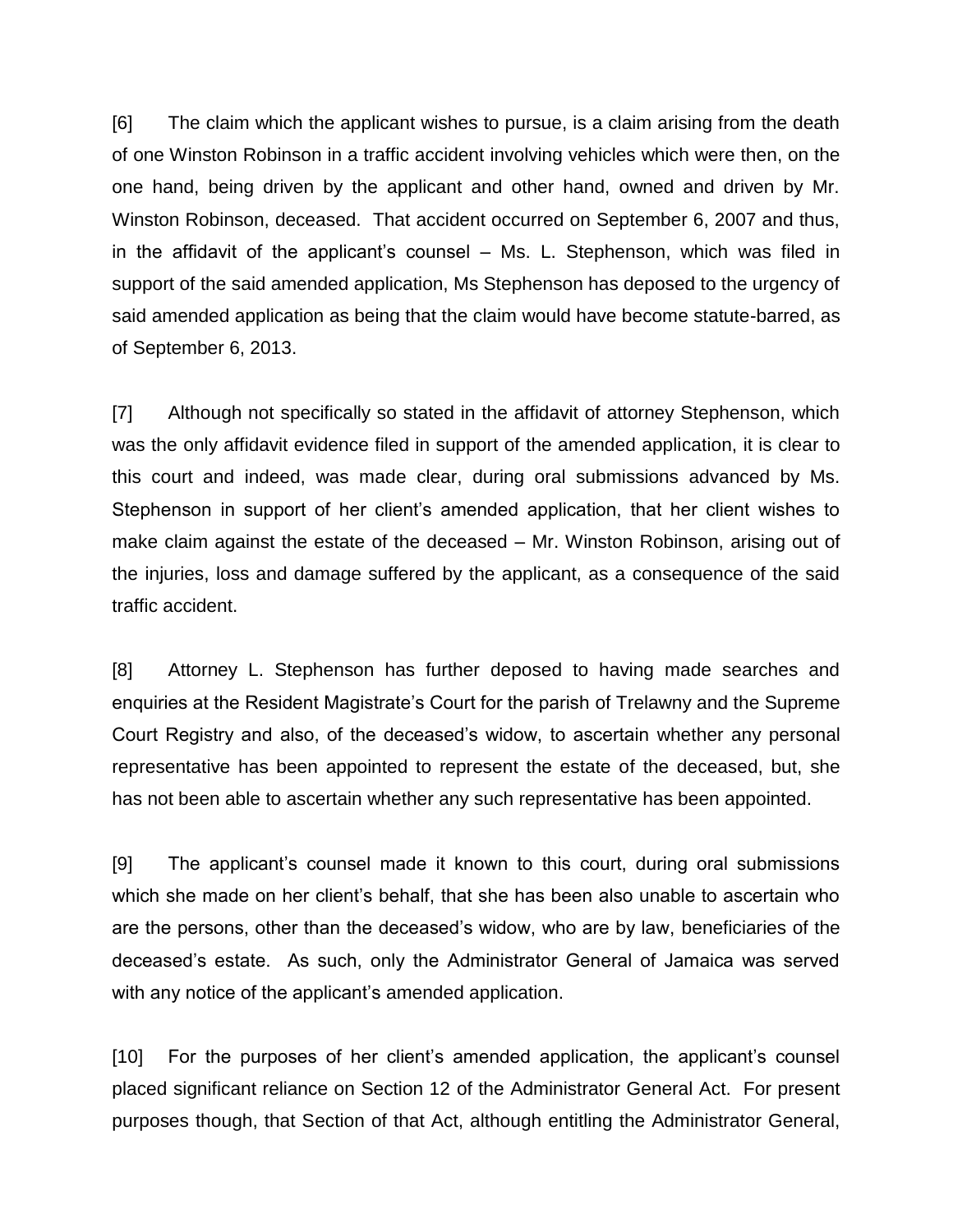[6] The claim which the applicant wishes to pursue, is a claim arising from the death of one Winston Robinson in a traffic accident involving vehicles which were then, on the one hand, being driven by the applicant and other hand, owned and driven by Mr. Winston Robinson, deceased. That accident occurred on September 6, 2007 and thus, in the affidavit of the applicant's counsel – Ms. L. Stephenson, which was filed in support of the said amended application, Ms Stephenson has deposed to the urgency of said amended application as being that the claim would have become statute-barred, as of September 6, 2013.

[7] Although not specifically so stated in the affidavit of attorney Stephenson, which was the only affidavit evidence filed in support of the amended application, it is clear to this court and indeed, was made clear, during oral submissions advanced by Ms. Stephenson in support of her client's amended application, that her client wishes to make claim against the estate of the deceased – Mr. Winston Robinson, arising out of the injuries, loss and damage suffered by the applicant, as a consequence of the said traffic accident.

[8] Attorney L. Stephenson has further deposed to having made searches and enquiries at the Resident Magistrate's Court for the parish of Trelawny and the Supreme Court Registry and also, of the deceased's widow, to ascertain whether any personal representative has been appointed to represent the estate of the deceased, but, she has not been able to ascertain whether any such representative has been appointed.

[9] The applicant's counsel made it known to this court, during oral submissions which she made on her client's behalf, that she has been also unable to ascertain who are the persons, other than the deceased's widow, who are by law, beneficiaries of the deceased's estate. As such, only the Administrator General of Jamaica was served with any notice of the applicant's amended application.

[10] For the purposes of her client's amended application, the applicant's counsel placed significant reliance on Section 12 of the Administrator General Act. For present purposes though, that Section of that Act, although entitling the Administrator General,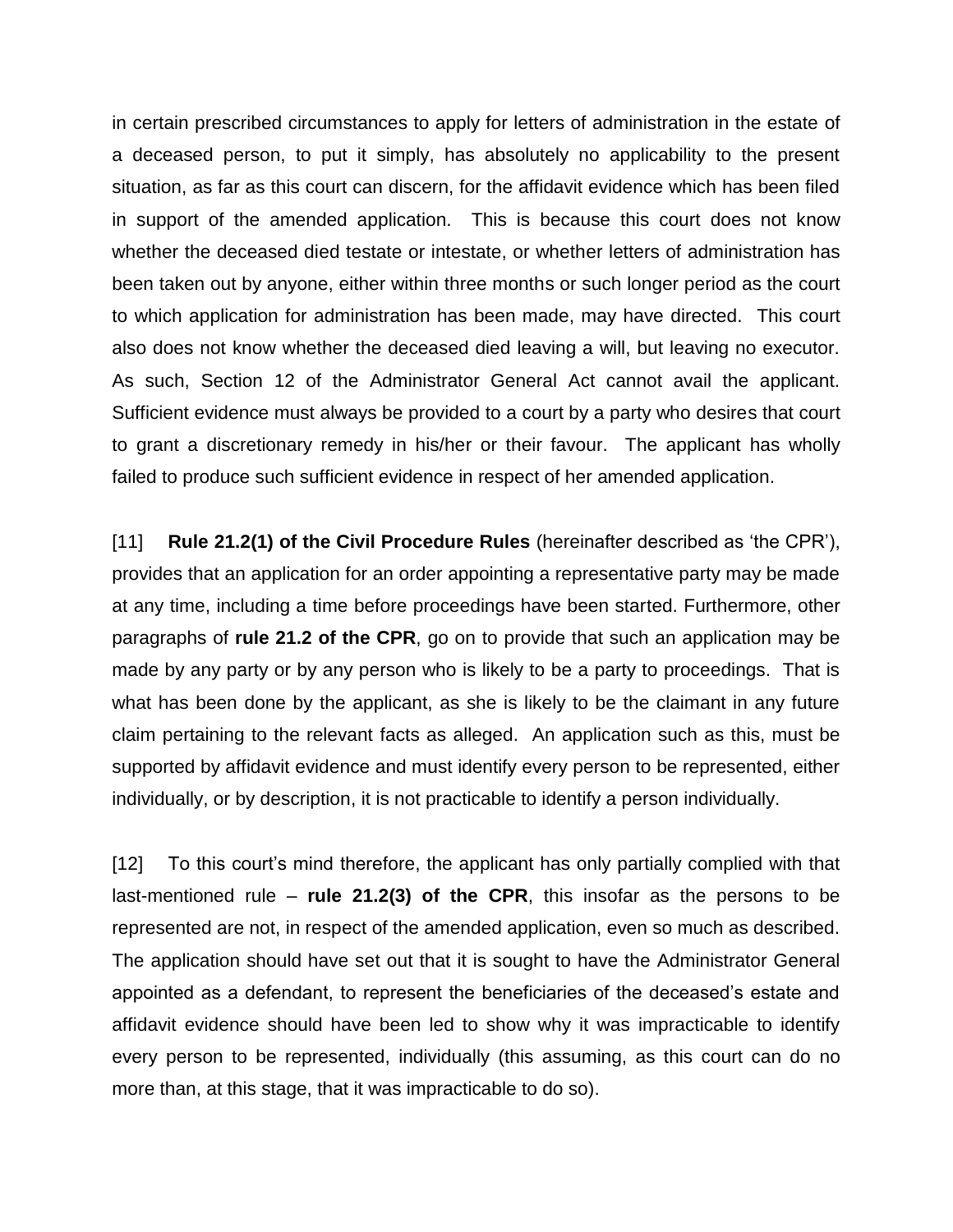in certain prescribed circumstances to apply for letters of administration in the estate of a deceased person, to put it simply, has absolutely no applicability to the present situation, as far as this court can discern, for the affidavit evidence which has been filed in support of the amended application. This is because this court does not know whether the deceased died testate or intestate, or whether letters of administration has been taken out by anyone, either within three months or such longer period as the court to which application for administration has been made, may have directed. This court also does not know whether the deceased died leaving a will, but leaving no executor. As such, Section 12 of the Administrator General Act cannot avail the applicant. Sufficient evidence must always be provided to a court by a party who desires that court to grant a discretionary remedy in his/her or their favour. The applicant has wholly failed to produce such sufficient evidence in respect of her amended application.

[11] **Rule 21.2(1) of the Civil Procedure Rules** (hereinafter described as 'the CPR'), provides that an application for an order appointing a representative party may be made at any time, including a time before proceedings have been started. Furthermore, other paragraphs of **rule 21.2 of the CPR**, go on to provide that such an application may be made by any party or by any person who is likely to be a party to proceedings. That is what has been done by the applicant, as she is likely to be the claimant in any future claim pertaining to the relevant facts as alleged. An application such as this, must be supported by affidavit evidence and must identify every person to be represented, either individually, or by description, it is not practicable to identify a person individually.

[12] To this court's mind therefore, the applicant has only partially complied with that last-mentioned rule – **rule 21.2(3) of the CPR**, this insofar as the persons to be represented are not, in respect of the amended application, even so much as described. The application should have set out that it is sought to have the Administrator General appointed as a defendant, to represent the beneficiaries of the deceased's estate and affidavit evidence should have been led to show why it was impracticable to identify every person to be represented, individually (this assuming, as this court can do no more than, at this stage, that it was impracticable to do so).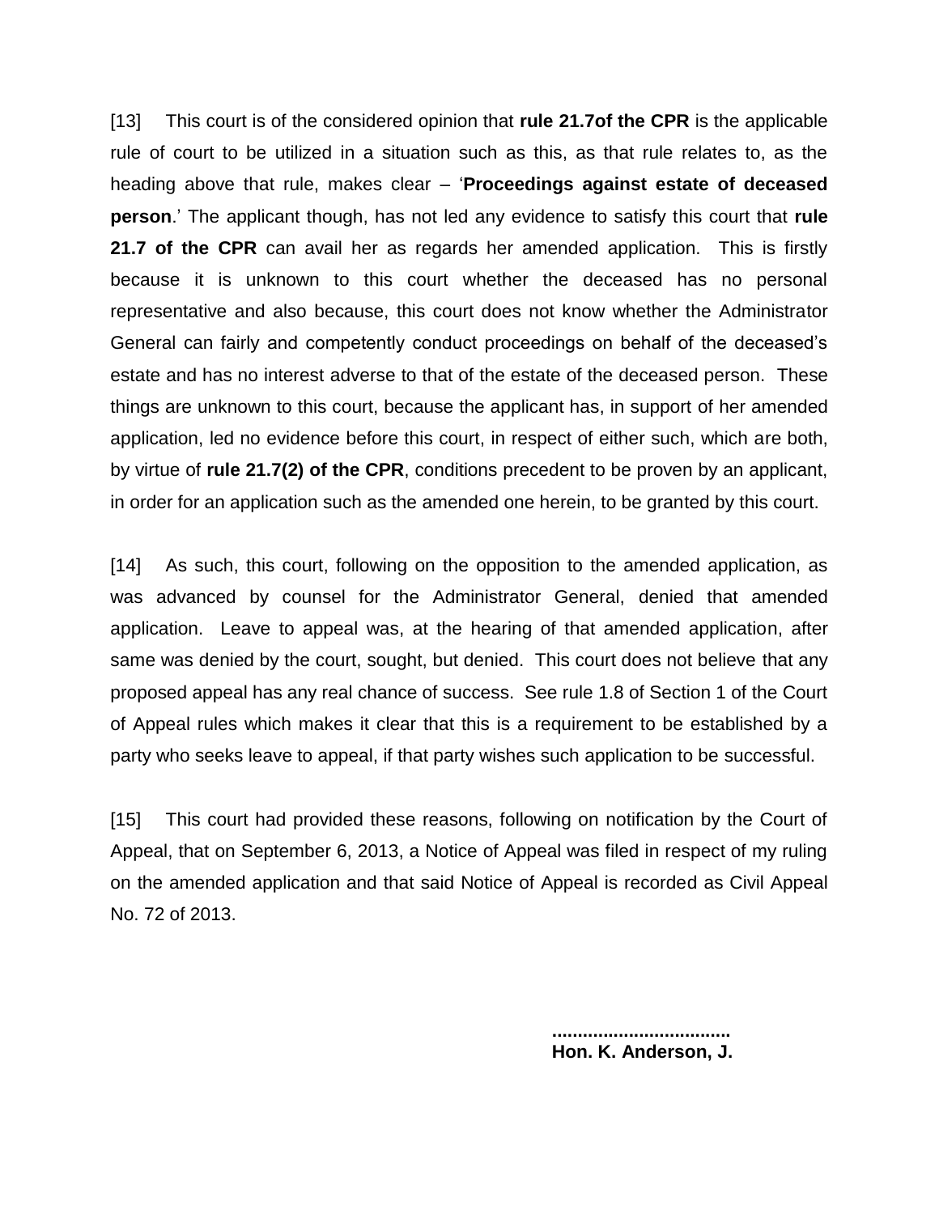[13] This court is of the considered opinion that **rule 21.7of the CPR** is the applicable rule of court to be utilized in a situation such as this, as that rule relates to, as the heading above that rule, makes clear – '**Proceedings against estate of deceased person**.' The applicant though, has not led any evidence to satisfy this court that **rule 21.7 of the CPR** can avail her as regards her amended application. This is firstly because it is unknown to this court whether the deceased has no personal representative and also because, this court does not know whether the Administrator General can fairly and competently conduct proceedings on behalf of the deceased's estate and has no interest adverse to that of the estate of the deceased person. These things are unknown to this court, because the applicant has, in support of her amended application, led no evidence before this court, in respect of either such, which are both, by virtue of **rule 21.7(2) of the CPR**, conditions precedent to be proven by an applicant, in order for an application such as the amended one herein, to be granted by this court.

[14] As such, this court, following on the opposition to the amended application, as was advanced by counsel for the Administrator General, denied that amended application. Leave to appeal was, at the hearing of that amended application, after same was denied by the court, sought, but denied. This court does not believe that any proposed appeal has any real chance of success. See rule 1.8 of Section 1 of the Court of Appeal rules which makes it clear that this is a requirement to be established by a party who seeks leave to appeal, if that party wishes such application to be successful.

[15] This court had provided these reasons, following on notification by the Court of Appeal, that on September 6, 2013, a Notice of Appeal was filed in respect of my ruling on the amended application and that said Notice of Appeal is recorded as Civil Appeal No. 72 of 2013.

..................................
**Hon. K. Anderson, J.**